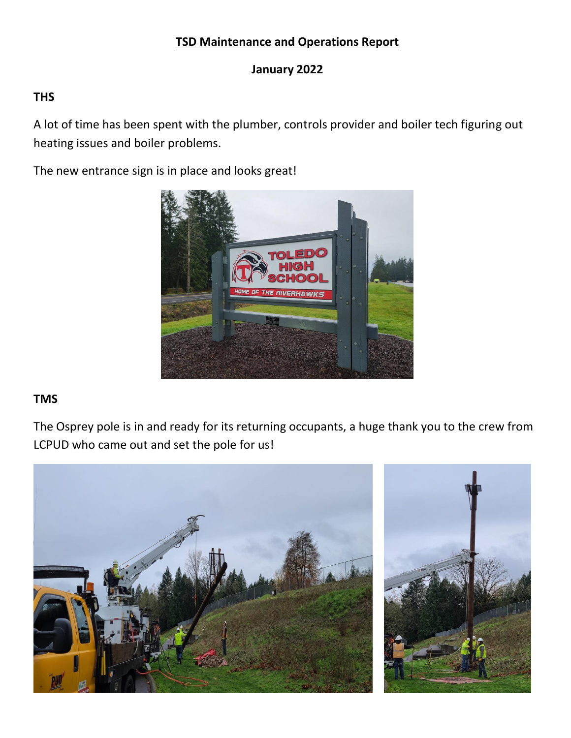# TSD Maintenance and Operations Report

## January 2022

### THS

A lot of time has been spent with the plumber, controls provider and boiler tech figuring out heating issues and boiler problems.

The new entrance sign is in place and looks great!

### TMS

The Osprey pole is in and ready for its returning occupants, a huge thank you to the crew from LCPUD who came out and set the pole for us!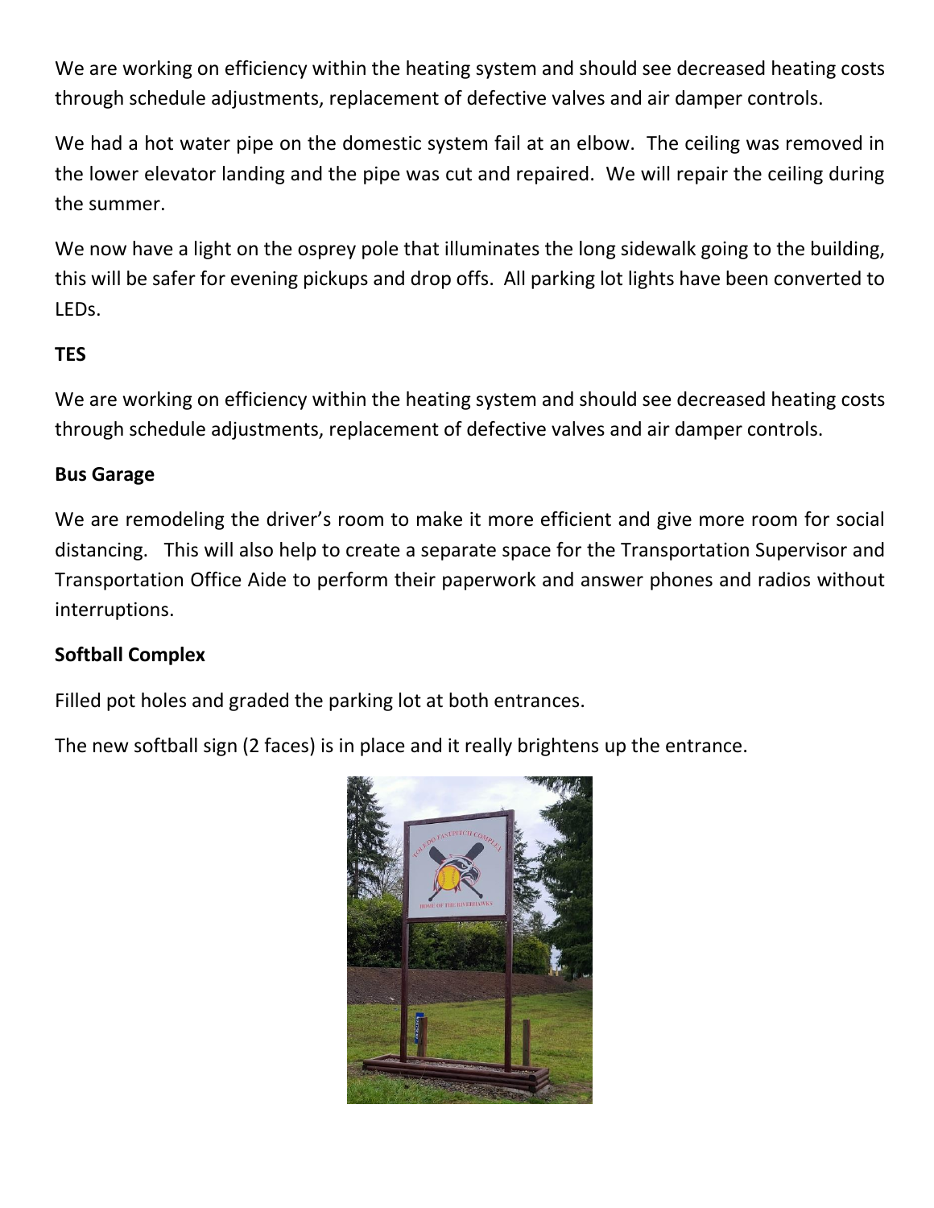We are working on efficiency within the heating system and should see decreased heating costs through schedule adjustments, replacement of defective valves and air damper controls.

We had a hot water pipe on the domestic system fail at an elbow. The ceiling was removed in the lower elevator landing and the pipe was cut and repaired. We will repair the ceiling during the summer.

We now have a light on the osprey pole that illuminates the long sidewalk going to the building, this will be safer for evening pickups and drop offs. All parking lot lights have been converted to LEDs.

**TES**

We are working on efficiency within the heating system and should see decreased heating costs through schedule adjustments, replacement of defective valves and air damper controls.

**Bus Garage**

We are remodeling the driver's room to make it more efficient and give more room for social distancing. This will also help to create a separate space for the Transportation Supervisor and Transportation Office Aide to perform their paperwork and answer phones and radios without interruptions.

**Softball Complex**

Filled pot holes and graded the parking lot at both entrances.

The new softball sign (2 faces) is in place and it really brightens up the entrance.